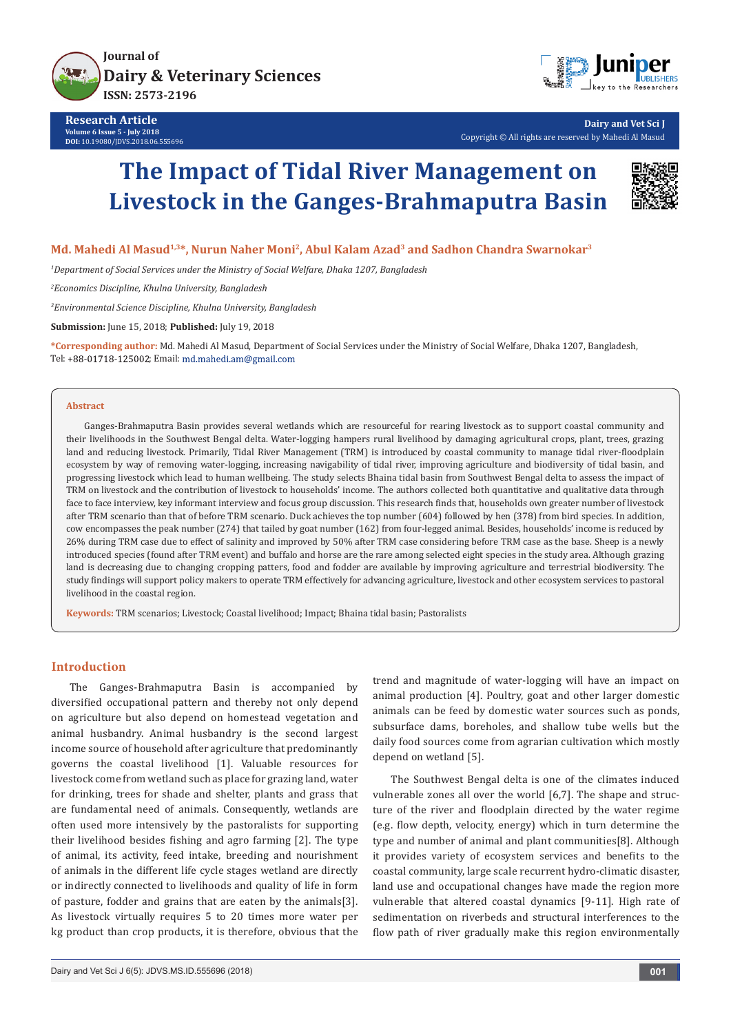Journal of
Dairy & Veterinary Sciences
ISSN: 2573-2196

**Research Article**
Volume 6 Issue 5 - July 2018
DOI: 10.19080/JDVS.2018.06.555696

Dairy and Vet Sci J
Copyright © All rights are reserved by Mahedi Al Masud

# The Impact of Tidal River Management on Livestock in the Ganges-Brahmaputra Basin

**Md. Mahedi Al Masud[1,3]\*, Nurun Naher Moni[2], Abul Kalam Azad[3] and Sadhon Chandra Swarnokar[3]**

[1]*Department of Social Services under the Ministry of Social Welfare, Dhaka 1207, Bangladesh*

[2]*Economics Discipline, Khulna University, Bangladesh*

[3]*Environmental Science Discipline, Khulna University, Bangladesh*

**Submission:** June 15, 2018; **Published:** July 19, 2018

**\*Corresponding author:** Md. Mahedi Al Masud, Department of Social Services under the Ministry of Social Welfare, Dhaka 1207, Bangladesh, Tel: +88-01718-125002; Email: md.mahedi.am@gmail.com

## Abstract

Ganges-Brahmaputra Basin provides several wetlands which are resourceful for rearing livestock as to support coastal community and their livelihoods in the Southwest Bengal delta. Water-logging hampers rural livelihood by damaging agricultural crops, plant, trees, grazing land and reducing livestock. Primarily, Tidal River Management (TRM) is introduced by coastal community to manage tidal river-floodplain ecosystem by way of removing water-logging, increasing navigability of tidal river, improving agriculture and biodiversity of tidal basin, and progressing livestock which lead to human wellbeing. The study selects Bhaina tidal basin from Southwest Bengal delta to assess the impact of TRM on livestock and the contribution of livestock to households' income. The authors collected both quantitative and qualitative data through face to face interview, key informant interview and focus group discussion. This research finds that, households own greater number of livestock after TRM scenario than that of before TRM scenario. Duck achieves the top number (604) followed by hen (378) from bird species. In addition, cow encompasses the peak number (274) that tailed by goat number (162) from four-legged animal. Besides, households' income is reduced by 26% during TRM case due to effect of salinity and improved by 50% after TRM case considering before TRM case as the base. Sheep is a newly introduced species (found after TRM event) and buffalo and horse are the rare among selected eight species in the study area. Although grazing land is decreasing due to changing cropping patters, food and fodder are available by improving agriculture and terrestrial biodiversity. The study findings will support policy makers to operate TRM effectively for advancing agriculture, livestock and other ecosystem services to pastoral livelihood in the coastal region.

**Keywords:** TRM scenarios; Livestock; Coastal livelihood; Impact; Bhaina tidal basin; Pastoralists

## Introduction

The Ganges-Brahmaputra Basin is accompanied by diversified occupational pattern and thereby not only depend on agriculture but also depend on homestead vegetation and animal husbandry. Animal husbandry is the second largest income source of household after agriculture that predominantly governs the coastal livelihood [1]. Valuable resources for livestock come from wetland such as place for grazing land, water for drinking, trees for shade and shelter, plants and grass that are fundamental need of animals. Consequently, wetlands are often used more intensively by the pastoralists for supporting their livelihood besides fishing and agro farming [2]. The type of animal, its activity, feed intake, breeding and nourishment of animals in the different life cycle stages wetland are directly or indirectly connected to livelihoods and quality of life in form of pasture, fodder and grains that are eaten by the animals[3]. As livestock virtually requires 5 to 20 times more water per kg product than crop products, it is therefore, obvious that the trend and magnitude of water-logging will have an impact on animal production [4]. Poultry, goat and other larger domestic animals can be feed by domestic water sources such as ponds, subsurface dams, boreholes, and shallow tube wells but the daily food sources come from agrarian cultivation which mostly depend on wetland [5].

The Southwest Bengal delta is one of the climates induced vulnerable zones all over the world [6,7]. The shape and structure of the river and floodplain directed by the water regime (e.g. flow depth, velocity, energy) which in turn determine the type and number of animal and plant communities[8]. Although it provides variety of ecosystem services and benefits to the coastal community, large scale recurrent hydro-climatic disaster, land use and occupational changes have made the region more vulnerable that altered coastal dynamics [9-11]. High rate of sedimentation on riverbeds and structural interferences to the flow path of river gradually make this region environmentally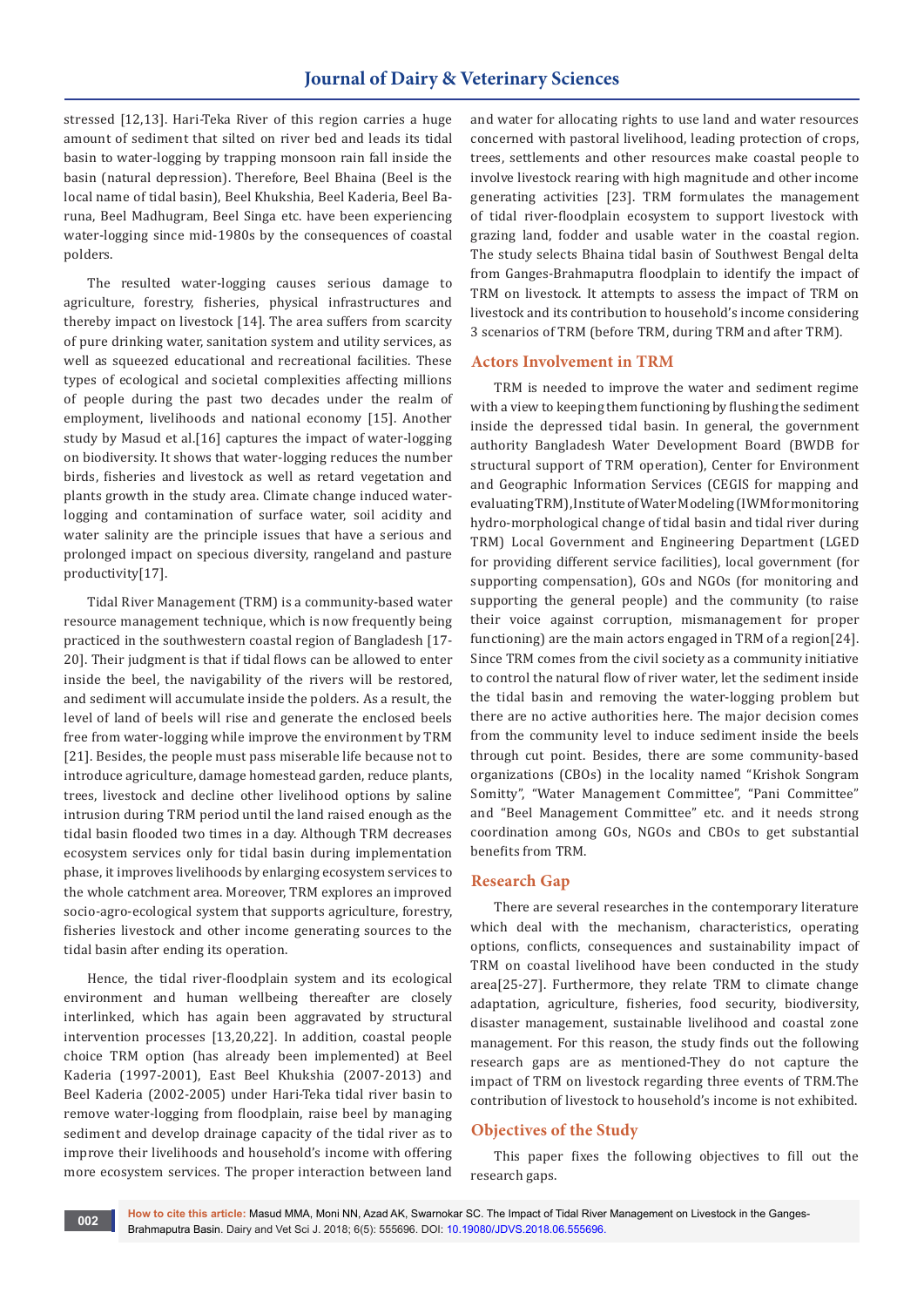stressed [12,13]. Hari-Teka River of this region carries a huge amount of sediment that silted on river bed and leads its tidal basin to water-logging by trapping monsoon rain fall inside the basin (natural depression). Therefore, Beel Bhaina (Beel is the local name of tidal basin), Beel Khukshia, Beel Kaderia, Beel Baruna, Beel Madhugram, Beel Singa etc. have been experiencing water-logging since mid-1980s by the consequences of coastal polders.

The resulted water-logging causes serious damage to agriculture, forestry, fisheries, physical infrastructures and thereby impact on livestock [14]. The area suffers from scarcity of pure drinking water, sanitation system and utility services, as well as squeezed educational and recreational facilities. These types of ecological and societal complexities affecting millions of people during the past two decades under the realm of employment, livelihoods and national economy [15]. Another study by Masud et al.[16] captures the impact of water-logging on biodiversity. It shows that water-logging reduces the number birds, fisheries and livestock as well as retard vegetation and plants growth in the study area. Climate change induced water-logging and contamination of surface water, soil acidity and water salinity are the principle issues that have a serious and prolonged impact on specious diversity, rangeland and pasture productivity[17].

Tidal River Management (TRM) is a community-based water resource management technique, which is now frequently being practiced in the southwestern coastal region of Bangladesh [17-20]. Their judgment is that if tidal flows can be allowed to enter inside the beel, the navigability of the rivers will be restored, and sediment will accumulate inside the polders. As a result, the level of land of beels will rise and generate the enclosed beels free from water-logging while improve the environment by TRM [21]. Besides, the people must pass miserable life because not to introduce agriculture, damage homestead garden, reduce plants, trees, livestock and decline other livelihood options by saline intrusion during TRM period until the land raised enough as the tidal basin flooded two times in a day. Although TRM decreases ecosystem services only for tidal basin during implementation phase, it improves livelihoods by enlarging ecosystem services to the whole catchment area. Moreover, TRM explores an improved socio-agro-ecological system that supports agriculture, forestry, fisheries livestock and other income generating sources to the tidal basin after ending its operation.

Hence, the tidal river-floodplain system and its ecological environment and human wellbeing thereafter are closely interlinked, which has again been aggravated by structural intervention processes [13,20,22]. In addition, coastal people choice TRM option (has already been implemented) at Beel Kaderia (1997-2001), East Beel Khukshia (2007-2013) and Beel Kaderia (2002-2005) under Hari-Teka tidal river basin to remove water-logging from floodplain, raise beel by managing sediment and develop drainage capacity of the tidal river as to improve their livelihoods and household's income with offering more ecosystem services. The proper interaction between land and water for allocating rights to use land and water resources concerned with pastoral livelihood, leading protection of crops, trees, settlements and other resources make coastal people to involve livestock rearing with high magnitude and other income generating activities [23]. TRM formulates the management of tidal river-floodplain ecosystem to support livestock with grazing land, fodder and usable water in the coastal region. The study selects Bhaina tidal basin of Southwest Bengal delta from Ganges-Brahmaputra floodplain to identify the impact of TRM on livestock. It attempts to assess the impact of TRM on livestock and its contribution to household's income considering 3 scenarios of TRM (before TRM, during TRM and after TRM).

## Actors Involvement in TRM

TRM is needed to improve the water and sediment regime with a view to keeping them functioning by flushing the sediment inside the depressed tidal basin. In general, the government authority Bangladesh Water Development Board (BWDB for structural support of TRM operation), Center for Environment and Geographic Information Services (CEGIS for mapping and evaluating TRM), Institute of Water Modeling (IWM for monitoring hydro-morphological change of tidal basin and tidal river during TRM) Local Government and Engineering Department (LGED for providing different service facilities), local government (for supporting compensation), GOs and NGOs (for monitoring and supporting the general people) and the community (to raise their voice against corruption, mismanagement for proper functioning) are the main actors engaged in TRM of a region[24]. Since TRM comes from the civil society as a community initiative to control the natural flow of river water, let the sediment inside the tidal basin and removing the water-logging problem but there are no active authorities here. The major decision comes from the community level to induce sediment inside the beels through cut point. Besides, there are some community-based organizations (CBOs) in the locality named "Krishok Songram Somitty", "Water Management Committee", "Pani Committee" and "Beel Management Committee" etc. and it needs strong coordination among GOs, NGOs and CBOs to get substantial benefits from TRM.

## Research Gap

There are several researches in the contemporary literature which deal with the mechanism, characteristics, operating options, conflicts, consequences and sustainability impact of TRM on coastal livelihood have been conducted in the study area[25-27]. Furthermore, they relate TRM to climate change adaptation, agriculture, fisheries, food security, biodiversity, disaster management, sustainable livelihood and coastal zone management. For this reason, the study finds out the following research gaps are as mentioned-They do not capture the impact of TRM on livestock regarding three events of TRM.The contribution of livestock to household's income is not exhibited.

## Objectives of the Study

This paper fixes the following objectives to fill out the research gaps.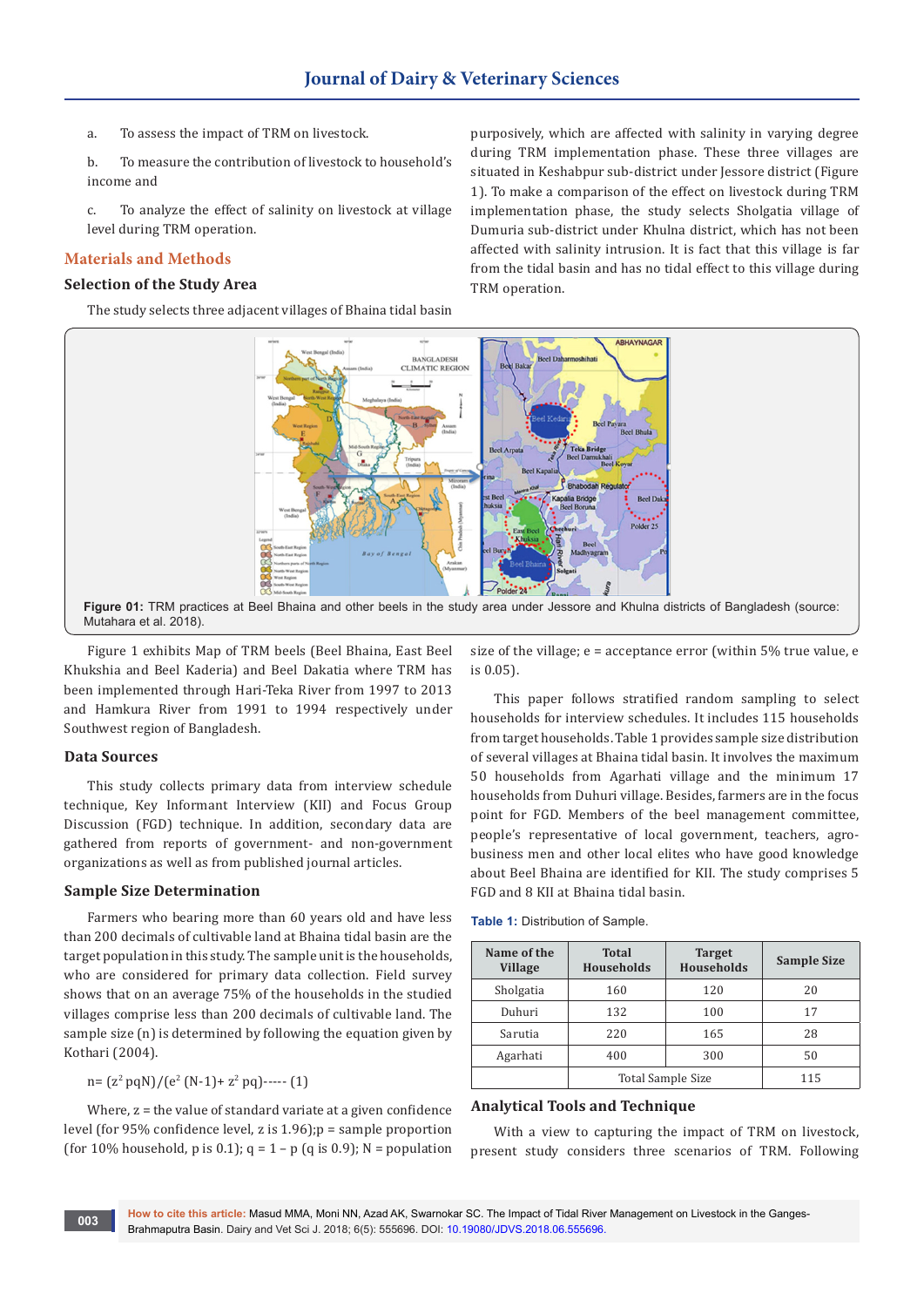a. To assess the impact of TRM on livestock.

b. To measure the contribution of livestock to household's income and

c. To analyze the effect of salinity on livestock at village level during TRM operation.

## Materials and Methods

### Selection of the Study Area

The study selects three adjacent villages of Bhaina tidal basin purposively, which are affected with salinity in varying degree during TRM implementation phase. These three villages are situated in Keshabpur sub-district under Jessore district (Figure 1). To make a comparison of the effect on livestock during TRM implementation phase, the study selects Sholgatia village of Dumuria sub-district under Khulna district, which has not been affected with salinity intrusion. It is fact that this village is far from the tidal basin and has no tidal effect to this village during TRM operation.

**Figure 01:** TRM practices at Beel Bhaina and other beels in the study area under Jessore and Khulna districts of Bangladesh (source: Mutahara et al. 2018).

Figure 1 exhibits Map of TRM beels (Beel Bhaina, East Beel Khukshia and Beel Kaderia) and Beel Dakatia where TRM has been implemented through Hari-Teka River from 1997 to 2013 and Hamkura River from 1991 to 1994 respectively under Southwest region of Bangladesh.

### Data Sources

This study collects primary data from interview schedule technique, Key Informant Interview (KII) and Focus Group Discussion (FGD) technique. In addition, secondary data are gathered from reports of government- and non-government organizations as well as from published journal articles.

### Sample Size Determination

Farmers who bearing more than 60 years old and have less than 200 decimals of cultivable land at Bhaina tidal basin are the target population in this study. The sample unit is the households, who are considered for primary data collection. Field survey shows that on an average 75% of the households in the studied villages comprise less than 200 decimals of cultivable land. The sample size (n) is determined by following the equation given by Kothari (2004).

$$n = (z^2 pqN)/(e^2 (N-1) + z^2 pq) \text{----- (1)}$$

Where, z = the value of standard variate at a given confidence level (for 95% confidence level, z is 1.96);p = sample proportion (for 10% household, p is 0.1); q = 1 – p (q is 0.9); N = population size of the village; e = acceptance error (within 5% true value, e is 0.05).

This paper follows stratified random sampling to select households for interview schedules. It includes 115 households from target households. Table 1 provides sample size distribution of several villages at Bhaina tidal basin. It involves the maximum 50 households from Agarhati village and the minimum 17 households from Duhuri village. Besides, farmers are in the focus point for FGD. Members of the beel management committee, people's representative of local government, teachers, agro-business men and other local elites who have good knowledge about Beel Bhaina are identified for KII. The study comprises 5 FGD and 8 KII at Bhaina tidal basin.

**Table 1:** Distribution of Sample.

| Name of the Village | Total Households | Target Households | Sample Size |
|---|---|---|---|
| Sholgatia | 160 | 120 | 20 |
| Duhuri | 132 | 100 | 17 |
| Sarutia | 220 | 165 | 28 |
| Agarhati | 400 | 300 | 50 |
| | Total Sample Size | | 115 |

### Analytical Tools and Technique

With a view to capturing the impact of TRM on livestock, present study considers three scenarios of TRM. Following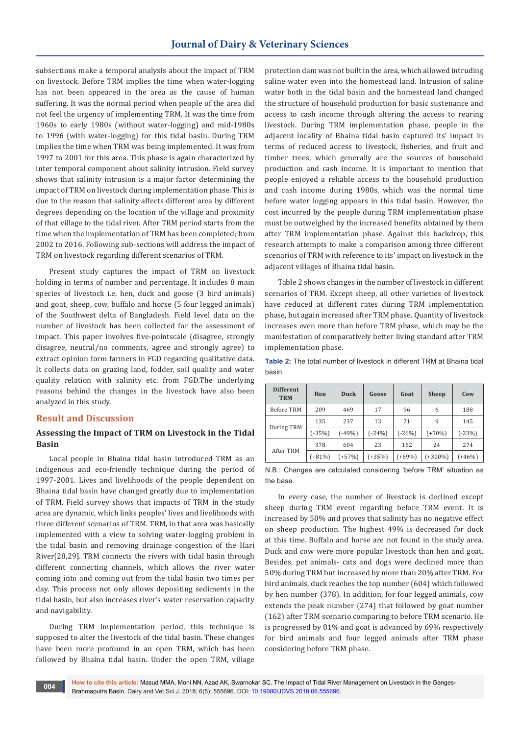subsections make a temporal analysis about the impact of TRM on livestock. Before TRM implies the time when water-logging has not been appeared in the area as the cause of human suffering. It was the normal period when people of the area did not feel the urgency of implementing TRM. It was the time from 1960s to early 1980s (without water-logging) and mid-1980s to 1996 (with water-logging) for this tidal basin. During TRM implies the time when TRM was being implemented. It was from 1997 to 2001 for this area. This phase is again characterized by inter temporal component about salinity intrusion. Field survey shows that salinity intrusion is a major factor determining the impact of TRM on livestock during implementation phase. This is due to the reason that salinity affects different area by different degrees depending on the location of the village and proximity of that village to the tidal river. After TRM period starts from the time when the implementation of TRM has been completed; from 2002 to 2016. Following sub-sections will address the impact of TRM on livestock regarding different scenarios of TRM.

Present study captures the impact of TRM on livestock holding in terms of number and percentage. It includes 8 main species of livestock i.e. hen, duck and goose (3 bird animals) and goat, sheep, cow, buffalo and horse (5 four legged animals) of the Southwest delta of Bangladesh. Field level data on the number of livestock has been collected for the assessment of impact. This paper involves five-pointscale (disagree, strongly disagree, neutral/no comments, agree and strongly agree) to extract opinion form farmers in FGD regarding qualitative data. It collects data on grazing land, fodder, soil quality and water quality relation with salinity etc. from FGD.The underlying reasons behind the changes in the livestock have also been analyzed in this study.

## Result and Discussion

### Assessing the Impact of TRM on Livestock in the Tidal Basin

Local people in Bhaina tidal basin introduced TRM as an indigenous and eco-friendly technique during the period of 1997-2001. Lives and livelihoods of the people dependent on Bhaina tidal basin have changed greatly due to implementation of TRM. Field survey shows that impacts of TRM in the study area are dynamic, which links peoples' lives and livelihoods with three different scenarios of TRM. TRM, in that area was basically implemented with a view to solving water-logging problem in the tidal basin and removing drainage congestion of the Hari River[28,29]. TRM connects the rivers with tidal basin through different connecting channels, which allows the river water coming into and coming out from the tidal basin two times per day. This process not only allows depositing sediments in the tidal basin, but also increases river's water reservation capacity and navigability.

During TRM implementation period, this technique is supposed to alter the livestock of the tidal basin. These changes have been more profound in an open TRM, which has been followed by Bhaina tidal basin. Under the open TRM, village protection dam was not built in the area, which allowed intruding saline water even into the homestead land. Intrusion of saline water both in the tidal basin and the homestead land changed the structure of household production for basic sustenance and access to cash income through altering the access to rearing livestock. During TRM implementation phase, people in the adjacent locality of Bhaina tidal basin captured its' impact in terms of reduced access to livestock, fisheries, and fruit and timber trees, which generally are the sources of household production and cash income. It is important to mention that people enjoyed a reliable access to the household production and cash income during 1980s, which was the normal time before water logging appears in this tidal basin. However, the cost incurred by the people during TRM implementation phase must be outweighed by the increased benefits obtained by them after TRM implementation phase. Against this backdrop, this research attempts to make a comparison among three different scenarios of TRM with reference to its' impact on livestock in the adjacent villages of Bhaina tidal basin.

Table 2 shows changes in the number of livestock in different scenarios of TRM. Except sheep, all other varieties of livestock have reduced at different rates during TRM implementation phase, but again increased after TRM phase. Quantity of livestock increases even more than before TRM phase, which may be the manifestation of comparatively better living standard after TRM implementation phase.

**Table 2:** The total number of livestock in different TRM at Bhaina tidal basin.

| Different TRM | Hen | Duck | Goose | Goat | Sheep | Cow |
|---|---|---|---|---|---|---|
| Before TRM | 209 | 469 | 17 | 96 | 6 | 188 |
| During TRM | 135 | 237 | 13 | 71 | 9 | 145 |
| | (-35%) | (-49%) | (-24%) | (-26%) | (+50%) | (-23%) |
| After TRM | 378 | 604 | 23 | 162 | 24 | 274 |
| | (+81%) | (+57%) | (+35%) | (+69%) | (+300%) | (+46%) |

N.B.: Changes are calculated considering 'before TRM' situation as the base.

In every case, the number of livestock is declined except sheep during TRM event regarding before TRM event. It is increased by 50% and proves that salinity has no negative effect on sheep production. The highest 49% is decreased for duck at this time. Buffalo and horse are not found in the study area. Duck and cow were more popular livestock than hen and goat. Besides, pet animals- cats and dogs were declined more than 50% during TRM but increased by more than 20% after TRM. For bird animals, duck reaches the top number (604) which followed by hen number (378). In addition, for four legged animals, cow extends the peak number (274) that followed by goat number (162) after TRM scenario comparing to before TRM scenario. He is progressed by 81% and goat is advanced by 69% respectively for bird animals and four legged animals after TRM phase considering before TRM phase.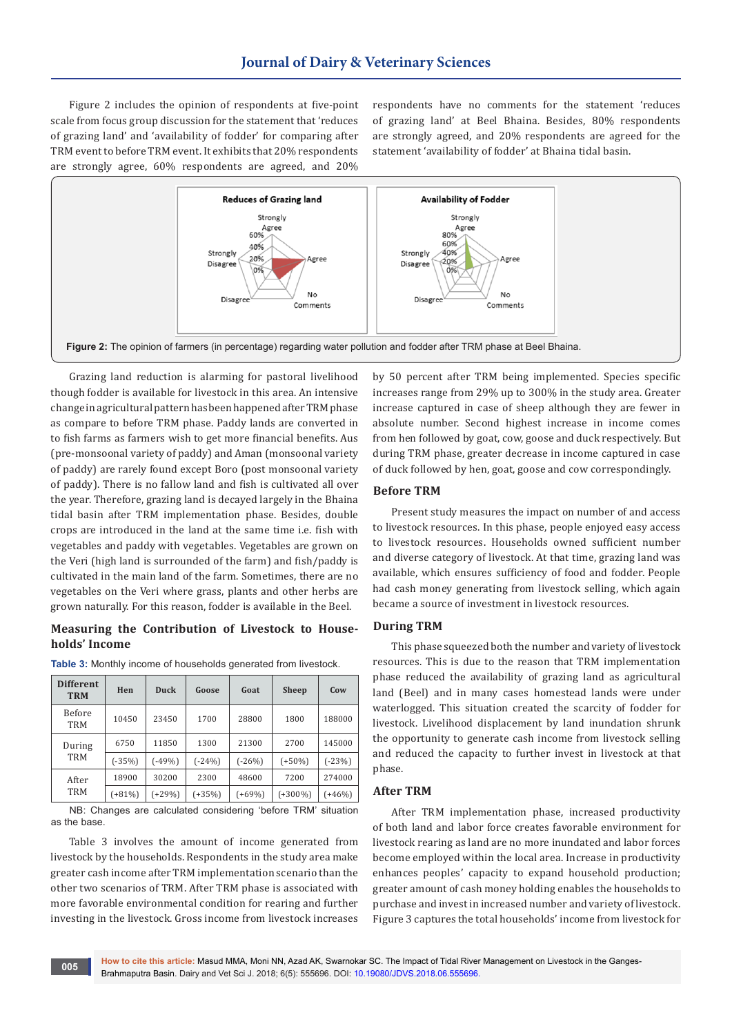Figure 2 includes the opinion of respondents at five-point scale from focus group discussion for the statement that 'reduces of grazing land' and 'availability of fodder' for comparing after TRM event to before TRM event. It exhibits that 20% respondents are strongly agree, 60% respondents are agreed, and 20% respondents have no comments for the statement 'reduces of grazing land' at Beel Bhaina. Besides, 80% respondents are strongly agreed, and 20% respondents are agreed for the statement 'availability of fodder' at Bhaina tidal basin.

**Figure 2:** The opinion of farmers (in percentage) regarding water pollution and fodder after TRM phase at Beel Bhaina.

Grazing land reduction is alarming for pastoral livelihood though fodder is available for livestock in this area. An intensive change in agricultural pattern has been happened after TRM phase as compare to before TRM phase. Paddy lands are converted in to fish farms as farmers wish to get more financial benefits. Aus (pre-monsoonal variety of paddy) and Aman (monsoonal variety of paddy) are rarely found except Boro (post monsoonal variety of paddy). There is no fallow land and fish is cultivated all over the year. Therefore, grazing land is decayed largely in the Bhaina tidal basin after TRM implementation phase. Besides, double crops are introduced in the land at the same time i.e. fish with vegetables and paddy with vegetables. Vegetables are grown on the Veri (high land is surrounded of the farm) and fish/paddy is cultivated in the main land of the farm. Sometimes, there are no vegetables on the Veri where grass, plants and other herbs are grown naturally. For this reason, fodder is available in the Beel.

## Measuring the Contribution of Livestock to Households' Income

**Table 3:** Monthly income of households generated from livestock.

| Different TRM | Hen | Duck | Goose | Goat | Sheep | Cow |
|---|---|---|---|---|---|---|
| Before TRM | 10450 | 23450 | 1700 | 28800 | 1800 | 188000 |
| During TRM | 6750 | 11850 | 1300 | 21300 | 2700 | 145000 |
| | (-35%) | (-49%) | (-24%) | (-26%) | (+50%) | (-23%) |
| After TRM | 18900 | 30200 | 2300 | 48600 | 7200 | 274000 |
| | (+81%) | (+29%) | (+35%) | (+69%) | (+300%) | (+46%) |

NB: Changes are calculated considering 'before TRM' situation as the base.

Table 3 involves the amount of income generated from livestock by the households. Respondents in the study area make greater cash income after TRM implementation scenario than the other two scenarios of TRM. After TRM phase is associated with more favorable environmental condition for rearing and further investing in the livestock. Gross income from livestock increases by 50 percent after TRM being implemented. Species specific increases range from 29% up to 300% in the study area. Greater increase captured in case of sheep although they are fewer in absolute number. Second highest increase in income comes from hen followed by goat, cow, goose and duck respectively. But during TRM phase, greater decrease in income captured in case of duck followed by hen, goat, goose and cow correspondingly.

### Before TRM

Present study measures the impact on number of and access to livestock resources. In this phase, people enjoyed easy access to livestock resources. Households owned sufficient number and diverse category of livestock. At that time, grazing land was available, which ensures sufficiency of food and fodder. People had cash money generating from livestock selling, which again became a source of investment in livestock resources.

### During TRM

This phase squeezed both the number and variety of livestock resources. This is due to the reason that TRM implementation phase reduced the availability of grazing land as agricultural land (Beel) and in many cases homestead lands were under waterlogged. This situation created the scarcity of fodder for livestock. Livelihood displacement by land inundation shrunk the opportunity to generate cash income from livestock selling and reduced the capacity to further invest in livestock at that phase.

### After TRM

After TRM implementation phase, increased productivity of both land and labor force creates favorable environment for livestock rearing as land are no more inundated and labor forces become employed within the local area. Increase in productivity enhances peoples' capacity to expand household production; greater amount of cash money holding enables the households to purchase and invest in increased number and variety of livestock. Figure 3 captures the total households' income from livestock for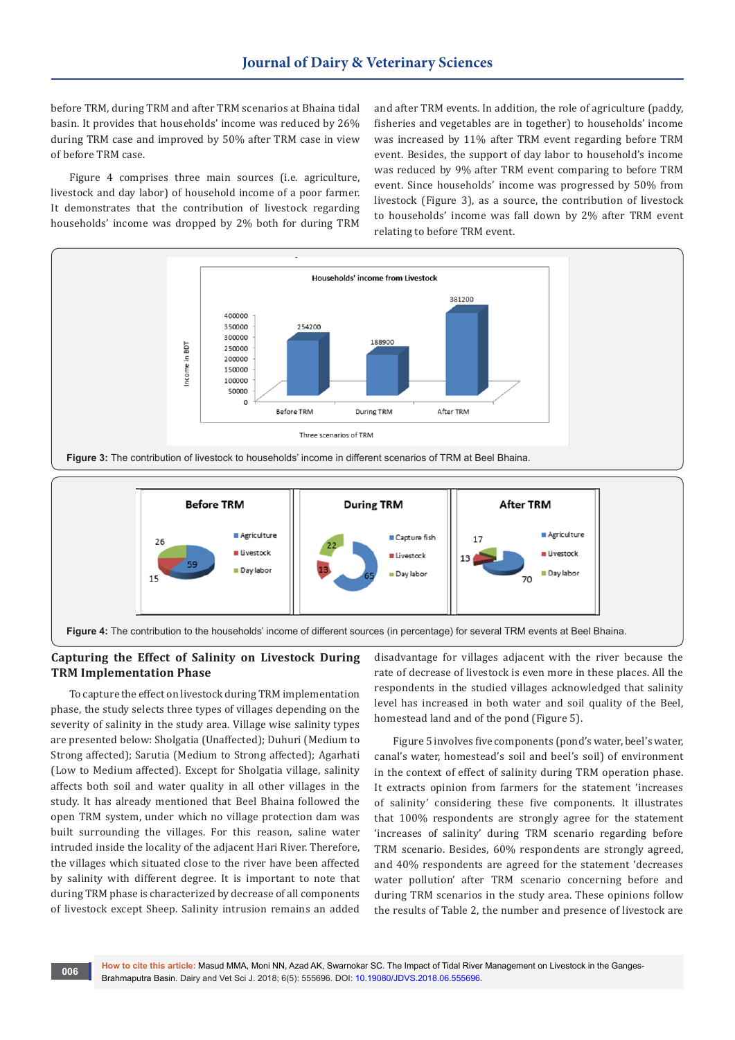before TRM, during TRM and after TRM scenarios at Bhaina tidal basin. It provides that households' income was reduced by 26% during TRM case and improved by 50% after TRM case in view of before TRM case.

Figure 4 comprises three main sources (i.e. agriculture, livestock and day labor) of household income of a poor farmer. It demonstrates that the contribution of livestock regarding households' income was dropped by 2% both for during TRM and after TRM events. In addition, the role of agriculture (paddy, fisheries and vegetables are in together) to households' income was increased by 11% after TRM event regarding before TRM event. Besides, the support of day labor to household's income was reduced by 9% after TRM event comparing to before TRM event. Since households' income was progressed by 50% from livestock (Figure 3), as a source, the contribution of livestock to households' income was fall down by 2% after TRM event relating to before TRM event.

**Figure 3:** The contribution of livestock to households' income in different scenarios of TRM at Beel Bhaina.

**Figure 4:** The contribution to the households' income of different sources (in percentage) for several TRM events at Beel Bhaina.

### Capturing the Effect of Salinity on Livestock During TRM Implementation Phase

To capture the effect on livestock during TRM implementation phase, the study selects three types of villages depending on the severity of salinity in the study area. Village wise salinity types are presented below: Sholgatia (Unaffected); Duhuri (Medium to Strong affected); Sarutia (Medium to Strong affected); Agarhati (Low to Medium affected). Except for Sholgatia village, salinity affects both soil and water quality in all other villages in the study. It has already mentioned that Beel Bhaina followed the open TRM system, under which no village protection dam was built surrounding the villages. For this reason, saline water intruded inside the locality of the adjacent Hari River. Therefore, the villages which situated close to the river have been affected by salinity with different degree. It is important to note that during TRM phase is characterized by decrease of all components of livestock except Sheep. Salinity intrusion remains an added disadvantage for villages adjacent with the river because the rate of decrease of livestock is even more in these places. All the respondents in the studied villages acknowledged that salinity level has increased in both water and soil quality of the Beel, homestead land and of the pond (Figure 5).

Figure 5 involves five components (pond's water, beel's water, canal's water, homestead's soil and beel's soil) of environment in the context of effect of salinity during TRM operation phase. It extracts opinion from farmers for the statement 'increases of salinity' considering these five components. It illustrates that 100% respondents are strongly agree for the statement 'increases of salinity' during TRM scenario regarding before TRM scenario. Besides, 60% respondents are strongly agreed, and 40% respondents are agreed for the statement 'decreases water pollution' after TRM scenario concerning before and during TRM scenarios in the study area. These opinions follow the results of Table 2, the number and presence of livestock are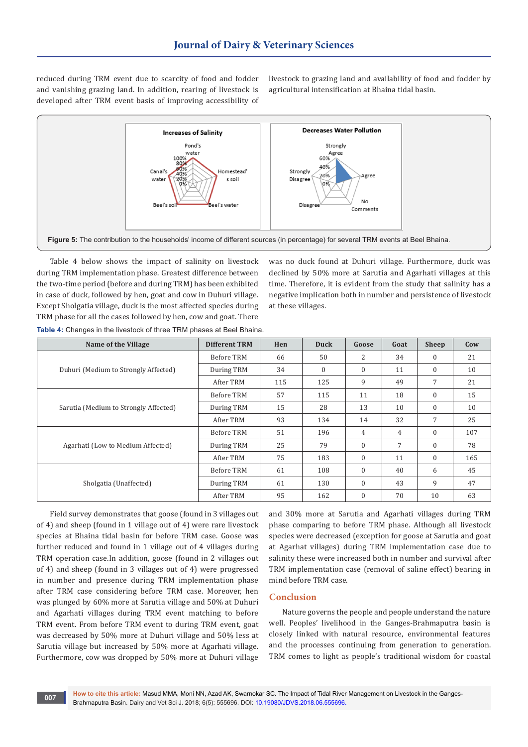reduced during TRM event due to scarcity of food and fodder and vanishing grazing land. In addition, rearing of livestock is developed after TRM event basis of improving accessibility of livestock to grazing land and availability of food and fodder by agricultural intensification at Bhaina tidal basin.

**Figure 5:** The contribution to the households' income of different sources (in percentage) for several TRM events at Beel Bhaina.

Table 4 below shows the impact of salinity on livestock during TRM implementation phase. Greatest difference between the two-time period (before and during TRM) has been exhibited in case of duck, followed by hen, goat and cow in Duhuri village. Except Sholgatia village, duck is the most affected species during TRM phase for all the cases followed by hen, cow and goat. There was no duck found at Duhuri village. Furthermore, duck was declined by 50% more at Sarutia and Agarhati villages at this time. Therefore, it is evident from the study that salinity has a negative implication both in number and persistence of livestock at these villages.

**Table 4:** Changes in the livestock of three TRM phases at Beel Bhaina.

| Name of the Village | Different TRM | Hen | Duck | Goose | Goat | Sheep | Cow |
|---|---|---|---|---|---|---|---|
| Duhuri (Medium to Strongly Affected) | Before TRM | 66 | 50 | 2 | 34 | 0 | 21 |
| | During TRM | 34 | 0 | 0 | 11 | 0 | 10 |
| | After TRM | 115 | 125 | 9 | 49 | 7 | 21 |
| Sarutia (Medium to Strongly Affected) | Before TRM | 57 | 115 | 11 | 18 | 0 | 15 |
| | During TRM | 15 | 28 | 13 | 10 | 0 | 10 |
| | After TRM | 93 | 134 | 14 | 32 | 7 | 25 |
| Agarhati (Low to Medium Affected) | Before TRM | 51 | 196 | 4 | 4 | 0 | 107 |
| | During TRM | 25 | 79 | 0 | 7 | 0 | 78 |
| | After TRM | 75 | 183 | 0 | 11 | 0 | 165 |
| Sholgatia (Unaffected) | Before TRM | 61 | 108 | 0 | 40 | 6 | 45 |
| | During TRM | 61 | 130 | 0 | 43 | 9 | 47 |
| | After TRM | 95 | 162 | 0 | 70 | 10 | 63 |

Field survey demonstrates that goose (found in 3 villages out of 4) and sheep (found in 1 village out of 4) were rare livestock species at Bhaina tidal basin for before TRM case. Goose was further reduced and found in 1 village out of 4 villages during TRM operation case.In addition, goose (found in 2 villages out of 4) and sheep (found in 3 villages out of 4) were progressed in number and presence during TRM implementation phase after TRM case considering before TRM case. Moreover, hen was plunged by 60% more at Sarutia village and 50% at Duhuri and Agarhati villages during TRM event matching to before TRM event. From before TRM event to during TRM event, goat was decreased by 50% more at Duhuri village and 50% less at Sarutia village but increased by 50% more at Agarhati village. Furthermore, cow was dropped by 50% more at Duhuri village and 30% more at Sarutia and Agarhati villages during TRM phase comparing to before TRM phase. Although all livestock species were decreased (exception for goose at Sarutia and goat at Agarhat villages) during TRM implementation case due to salinity these were increased both in number and survival after TRM implementation case (removal of saline effect) bearing in mind before TRM case.

## Conclusion

Nature governs the people and people understand the nature well. Peoples' livelihood in the Ganges-Brahmaputra basin is closely linked with natural resource, environmental features and the processes continuing from generation to generation. TRM comes to light as people's traditional wisdom for coastal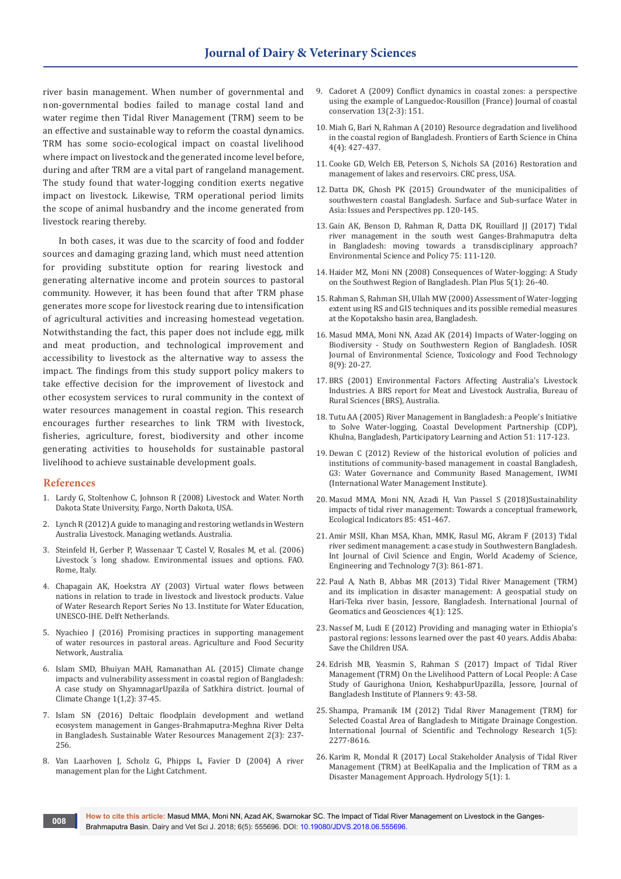river basin management. When number of governmental and non-governmental bodies failed to manage costal land and water regime then Tidal River Management (TRM) seem to be an effective and sustainable way to reform the coastal dynamics. TRM has some socio-ecological impact on coastal livelihood where impact on livestock and the generated income level before, during and after TRM are a vital part of rangeland management. The study found that water-logging condition exerts negative impact on livestock. Likewise, TRM operational period limits the scope of animal husbandry and the income generated from livestock rearing thereby.

In both cases, it was due to the scarcity of food and fodder sources and damaging grazing land, which must need attention for providing substitute option for rearing livestock and generating alternative income and protein sources to pastoral community. However, it has been found that after TRM phase generates more scope for livestock rearing due to intensification of agricultural activities and increasing homestead vegetation. Notwithstanding the fact, this paper does not include egg, milk and meat production, and technological improvement and accessibility to livestock as the alternative way to assess the impact. The findings from this study support policy makers to take effective decision for the improvement of livestock and other ecosystem services to rural community in the context of water resources management in coastal region. This research encourages further researches to link TRM with livestock, fisheries, agriculture, forest, biodiversity and other income generating activities to households for sustainable pastoral livelihood to achieve sustainable development goals.

## References

1. Lardy G, Stoltenhow C, Johnson R (2008) Livestock and Water. North Dakota State University, Fargo, North Dakota, USA.
2. Lynch R (2012) A guide to managing and restoring wetlands in Western Australia Livestock. Managing wetlands. Australia.
3. Steinfeld H, Gerber P, Wassenaar T, Castel V, Rosales M, et al. (2006) Livestock´s long shadow. Environmental issues and options. FAO. Rome, Italy.
4. Chapagain AK, Hoekstra AY (2003) Virtual water flows between nations in relation to trade in livestock and livestock products. Value of Water Research Report Series No 13. Institute for Water Education, UNESCO-IHE. Delft Netherlands.
5. Nyachieo J (2016) Promising practices in supporting management of water resources in pastoral areas. Agriculture and Food Security Network, Australia.
6. Islam SMD, Bhuiyan MAH, Ramanathan AL (2015) Climate change impacts and vulnerability assessment in coastal region of Bangladesh: A case study on ShyamnagarUpazila of Satkhira district. Journal of Climate Change 1(1,2): 37-45.
7. Islam SN (2016) Deltaic floodplain development and wetland ecosystem management in Ganges-Brahmaputra-Meghna River Delta in Bangladesh. Sustainable Water Resources Management 2(3): 237-256.
8. Van Laarhoven J, Scholz G, Phipps L, Favier D (2004) A river management plan for the Light Catchment.
9. Cadoret A (2009) Conflict dynamics in coastal zones: a perspective using the example of Languedoc-Rousillon (France) Journal of coastal conservation 13(2-3): 151.
10. Miah G, Bari N, Rahman A (2010) Resource degradation and livelihood in the coastal region of Bangladesh. Frontiers of Earth Science in China 4(4): 427-437.
11. Cooke GD, Welch EB, Peterson S, Nichols SA (2016) Restoration and management of lakes and reservoirs. CRC press, USA.
12. Datta DK, Ghosh PK (2015) Groundwater of the municipalities of southwestern coastal Bangladesh. Surface and Sub-surface Water in Asia: Issues and Perspectives pp. 120-145.
13. Gain AK, Benson D, Rahman R, Datta DK, Rouillard JJ (2017) Tidal river management in the south west Ganges-Brahmaputra delta in Bangladesh: moving towards a transdisciplinary approach? Environmental Science and Policy 75: 111-120.
14. Haider MZ, Moni NN (2008) Consequences of Water-logging: A Study on the Southwest Region of Bangladesh. Plan Plus 5(1): 26-40.
15. Rahman S, Rahman SH, Ullah MW (2000) Assessment of Water-logging extent using RS and GIS techniques and its possible remedial measures at the Kopotaksho basin area, Bangladesh.
16. Masud MMA, Moni NN, Azad AK (2014) Impacts of Water-logging on Biodiversity - Study on Southwestern Region of Bangladesh. IOSR Journal of Environmental Science, Toxicology and Food Technology 8(9): 20-27.
17. BRS (2001) Environmental Factors Affecting Australia's Livestock Industries. A BRS report for Meat and Livestock Australia, Bureau of Rural Sciences (BRS), Australia.
18. Tutu AA (2005) River Management in Bangladesh: a People's Initiative to Solve Water-logging, Coastal Development Partnership (CDP), Khulna, Bangladesh, Participatory Learning and Action 51: 117-123.
19. Dewan C (2012) Review of the historical evolution of policies and institutions of community-based management in coastal Bangladesh, G3: Water Governance and Community Based Management, IWMI (International Water Management Institute).
20. Masud MMA, Moni NN, Azadi H, Van Passel S (2018)Sustainability impacts of tidal river management: Towards a conceptual framework, Ecological Indicators 85: 451-467.
21. Amir MSII, Khan MSA, Khan, MMK, Rasul MG, Akram F (2013) Tidal river sediment management: a case study in Southwestern Bangladesh. Int Journal of Civil Science and Engin, World Academy of Science, Engineering and Technology 7(3): 861-871.
22. Paul A, Nath B, Abbas MR (2013) Tidal River Management (TRM) and its implication in disaster management: A geospatial study on Hari-Teka river basin, Jessore, Bangladesh. International Journal of Geomatics and Geosciences 4(1): 125.
23. Nassef M, Ludi E (2012) Providing and managing water in Ethiopia's pastoral regions: lessons learned over the past 40 years. Addis Ababa: Save the Children USA.
24. Edrish MB, Yeasmin S, Rahman S (2017) Impact of Tidal River Management (TRM) On the Livelihood Pattern of Local People: A Case Study of Gaurighona Union, KeshabpurUpazila, Jessore, Journal of Bangladesh Institute of Planners 9: 43-58.
25. Shampa, Pramanik IM (2012) Tidal River Management (TRM) for Selected Coastal Area of Bangladesh to Mitigate Drainage Congestion. International Journal of Scientific and Technology Research 1(5): 2277-8616.
26. Karim R, Mondal R (2017) Local Stakeholder Analysis of Tidal River Management (TRM) at BeelKapalia and the Implication of TRM as a Disaster Management Approach. Hydrology 5(1): 1.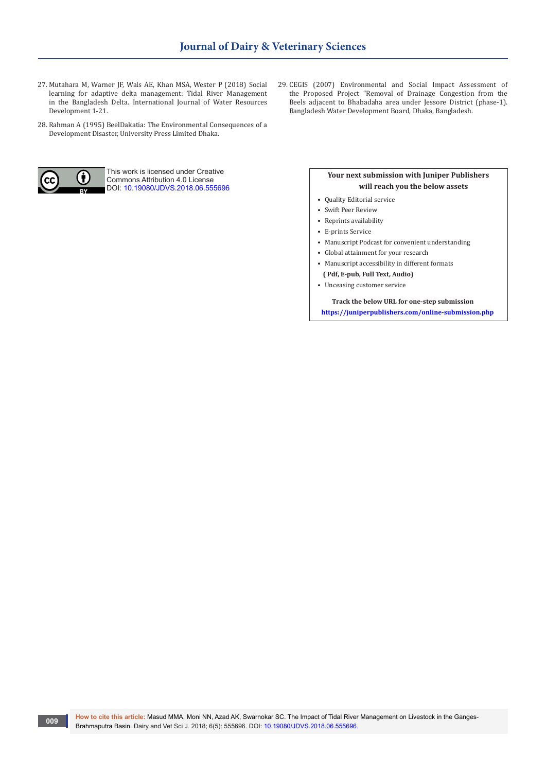27. Mutahara M, Warner JF, Wals AE, Khan MSA, Wester P (2018) Social learning for adaptive delta management: Tidal River Management in the Bangladesh Delta. International Journal of Water Resources Development 1-21.
28. Rahman A (1995) BeelDakatia: The Environmental Consequences of a Development Disaster, University Press Limited Dhaka.
29. CEGIS (2007) Environmental and Social Impact Assessment of the Proposed Project "Removal of Drainage Congestion from the Beels adjacent to Bhabadaha area under Jessore District (phase-1). Bangladesh Water Development Board, Dhaka, Bangladesh.

This work is licensed under Creative Commons Attribution 4.0 License
DOI: 10.19080/JDVS.2018.06.555696

**Your next submission with Juniper Publishers will reach you the below assets**

- Quality Editorial service
- Swift Peer Review
- Reprints availability
- E-prints Service
- Manuscript Podcast for convenient understanding
- Global attainment for your research
- Manuscript accessibility in different formats
  **( Pdf, E-pub, Full Text, Audio)**
- Unceasing customer service

**Track the below URL for one-step submission**
**https://juniperpublishers.com/online-submission.php**

**How to cite this article:** Masud MMA, Moni NN, Azad AK, Swarnokar SC. The Impact of Tidal River Management on Livestock in the Ganges-Brahmaputra Basin. Dairy and Vet Sci J. 2018; 6(5): 555696. DOI: 10.19080/JDVS.2018.06.555696.